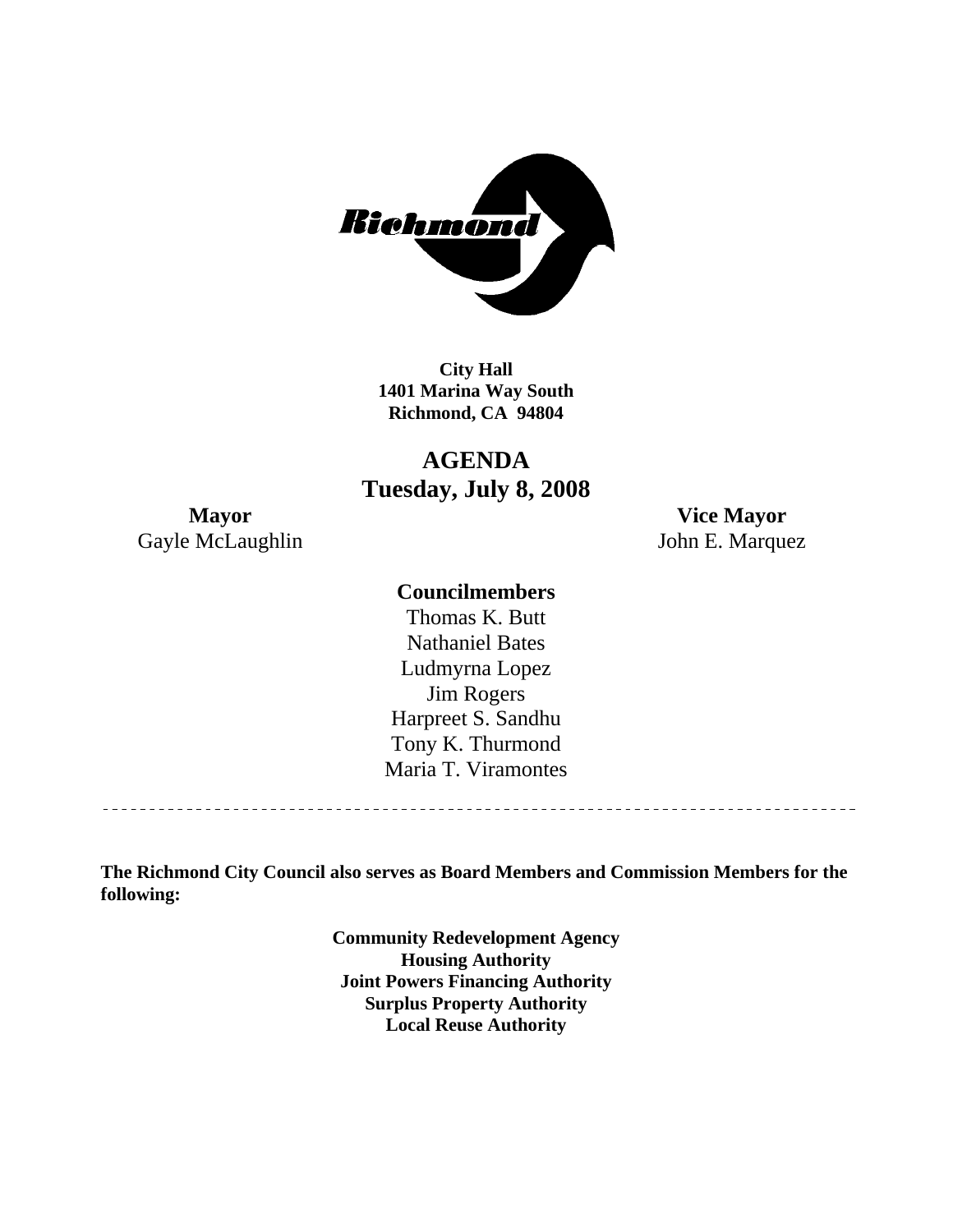Richmond

**City Hall**
**1401 Marina Way South**
**Richmond, CA 94804**

# AGENDA
## Tuesday, July 8, 2008

**Mayor**
Gayle McLaughlin

**Vice Mayor**
John E. Marquez

**Councilmembers**

Thomas K. Butt
Nathaniel Bates
Ludmyrna Lopez
Jim Rogers
Harpreet S. Sandhu
Tony K. Thurmond
Maria T. Viramontes

---

**The Richmond City Council also serves as Board Members and Commission Members for the following:**

**Community Redevelopment Agency**
**Housing Authority**
**Joint Powers Financing Authority**
**Surplus Property Authority**
**Local Reuse Authority**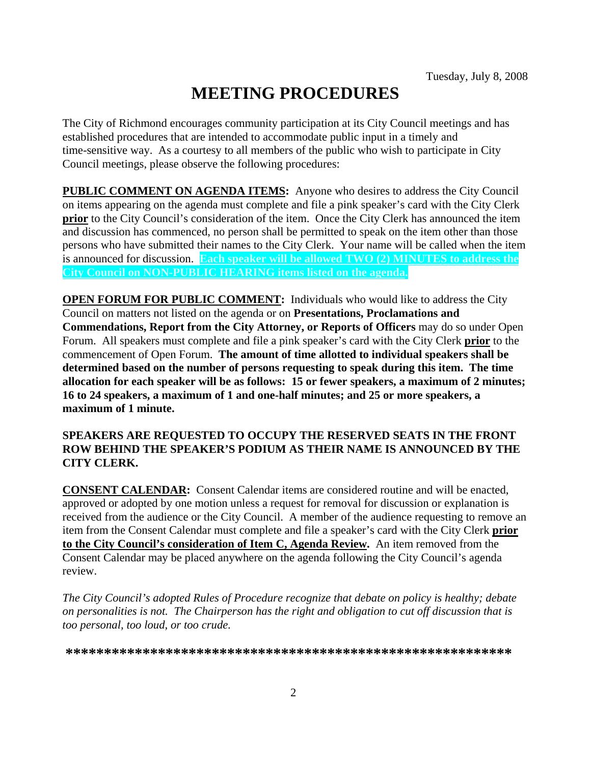Tuesday, July 8, 2008

# MEETING PROCEDURES

The City of Richmond encourages community participation at its City Council meetings and has established procedures that are intended to accommodate public input in a timely and time-sensitive way. As a courtesy to all members of the public who wish to participate in City Council meetings, please observe the following procedures:

**PUBLIC COMMENT ON AGENDA ITEMS:** Anyone who desires to address the City Council on items appearing on the agenda must complete and file a pink speaker's card with the City Clerk **prior** to the City Council's consideration of the item. Once the City Clerk has announced the item and discussion has commenced, no person shall be permitted to speak on the item other than those persons who have submitted their names to the City Clerk. Your name will be called when the item is announced for discussion. **Each speaker will be allowed TWO (2) MINUTES to address the City Council on NON-PUBLIC HEARING items listed on the agenda.**

**OPEN FORUM FOR PUBLIC COMMENT:** Individuals who would like to address the City Council on matters not listed on the agenda or on **Presentations, Proclamations and Commendations, Report from the City Attorney, or Reports of Officers** may do so under Open Forum. All speakers must complete and file a pink speaker's card with the City Clerk **prior** to the commencement of Open Forum. **The amount of time allotted to individual speakers shall be determined based on the number of persons requesting to speak during this item. The time allocation for each speaker will be as follows: 15 or fewer speakers, a maximum of 2 minutes; 16 to 24 speakers, a maximum of 1 and one-half minutes; and 25 or more speakers, a maximum of 1 minute.**

**SPEAKERS ARE REQUESTED TO OCCUPY THE RESERVED SEATS IN THE FRONT ROW BEHIND THE SPEAKER'S PODIUM AS THEIR NAME IS ANNOUNCED BY THE CITY CLERK.**

**CONSENT CALENDAR:** Consent Calendar items are considered routine and will be enacted, approved or adopted by one motion unless a request for removal for discussion or explanation is received from the audience or the City Council. A member of the audience requesting to remove an item from the Consent Calendar must complete and file a speaker's card with the City Clerk **prior to the City Council's consideration of Item C, Agenda Review.** An item removed from the Consent Calendar may be placed anywhere on the agenda following the City Council's agenda review.

*The City Council's adopted Rules of Procedure recognize that debate on policy is healthy; debate on personalities is not. The Chairperson has the right and obligation to cut off discussion that is too personal, too loud, or too crude.*

**\*\*\*\*\*\*\*\*\*\*\*\*\*\*\*\*\*\*\*\*\*\*\*\*\*\*\*\*\*\*\*\*\*\*\*\*\*\*\*\*\*\*\*\*\*\*\*\*\*\*\*\*\*\*\*\*\*\***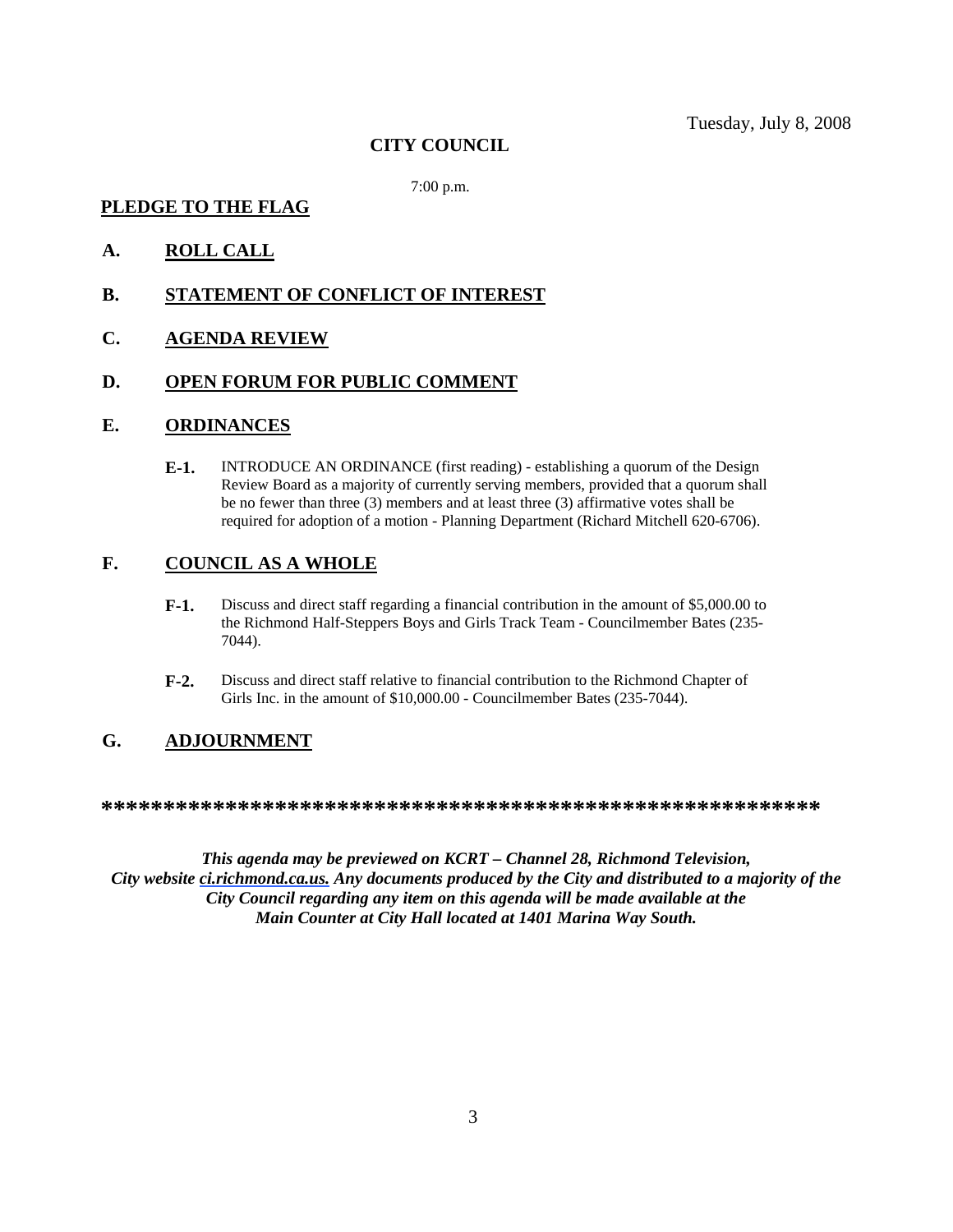Tuesday, July 8, 2008

## CITY COUNCIL

7:00 p.m.

**PLEDGE TO THE FLAG**

## A. ROLL CALL

## B. STATEMENT OF CONFLICT OF INTEREST

## C. AGENDA REVIEW

## D. OPEN FORUM FOR PUBLIC COMMENT

## E. ORDINANCES

**E-1.** INTRODUCE AN ORDINANCE (first reading) - establishing a quorum of the Design Review Board as a majority of currently serving members, provided that a quorum shall be no fewer than three (3) members and at least three (3) affirmative votes shall be required for adoption of a motion - Planning Department (Richard Mitchell 620-6706).

## F. COUNCIL AS A WHOLE

**F-1.** Discuss and direct staff regarding a financial contribution in the amount of $5,000.00 to the Richmond Half-Steppers Boys and Girls Track Team - Councilmember Bates (235-7044).

**F-2.** Discuss and direct staff relative to financial contribution to the Richmond Chapter of Girls Inc. in the amount of $10,000.00 - Councilmember Bates (235-7044).

## G. ADJOURNMENT

**************************************************************

***This agenda may be previewed on KCRT – Channel 28, Richmond Television, City website ci.richmond.ca.us. Any documents produced by the City and distributed to a majority of the City Council regarding any item on this agenda will be made available at the Main Counter at City Hall located at 1401 Marina Way South.***